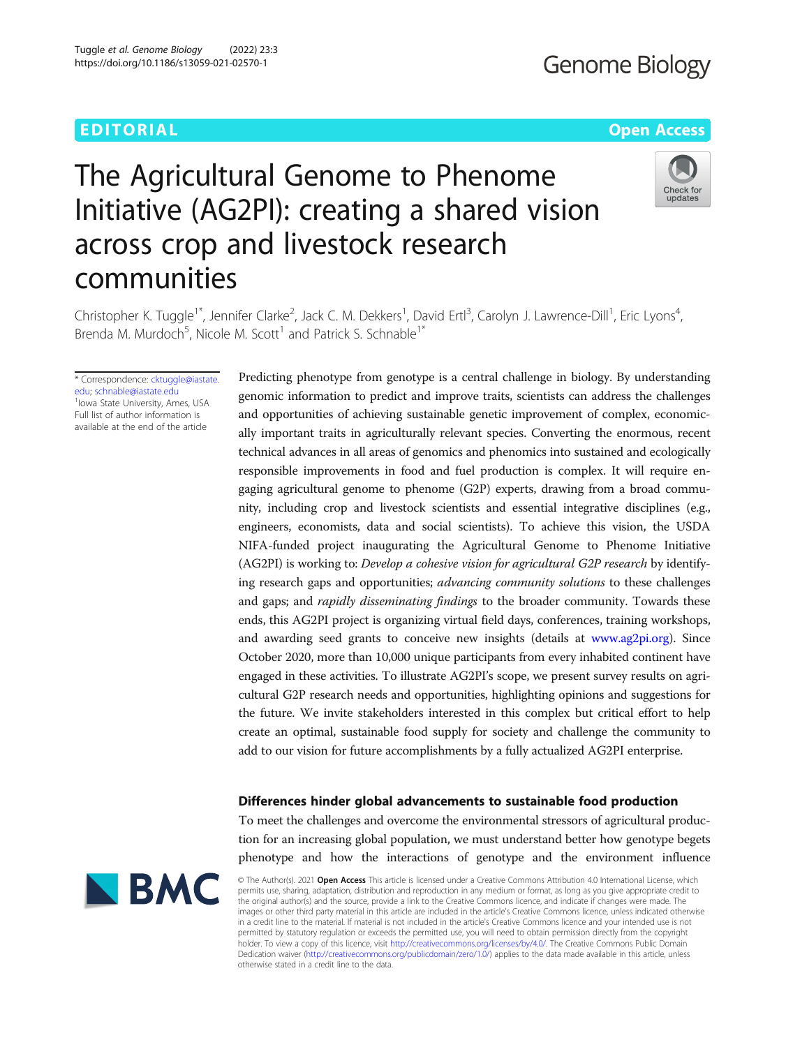EDITORIAL

Open Access

# The Agricultural Genome to Phenome Initiative (AG2PI): creating a shared vision across crop and livestock research communities

Christopher K. Tuggle[1*], Jennifer Clarke[2], Jack C. M. Dekkers[1], David Ertl[3], Carolyn J. Lawrence-Dill[1], Eric Lyons[4], Brenda M. Murdoch[5], Nicole M. Scott[1] and Patrick S. Schnable[1*]

\* Correspondence: cktuggle@iastate.edu; schnable@iastate.edu
[1]Iowa State University, Ames, USA
Full list of author information is available at the end of the article

Predicting phenotype from genotype is a central challenge in biology. By understanding genomic information to predict and improve traits, scientists can address the challenges and opportunities of achieving sustainable genetic improvement of complex, economically important traits in agriculturally relevant species. Converting the enormous, recent technical advances in all areas of genomics and phenomics into sustained and ecologically responsible improvements in food and fuel production is complex. It will require engaging agricultural genome to phenome (G2P) experts, drawing from a broad community, including crop and livestock scientists and essential integrative disciplines (e.g., engineers, economists, data and social scientists). To achieve this vision, the USDA NIFA-funded project inaugurating the Agricultural Genome to Phenome Initiative (AG2PI) is working to: *Develop a cohesive vision for agricultural G2P research* by identifying research gaps and opportunities; *advancing community solutions* to these challenges and gaps; and *rapidly disseminating findings* to the broader community. Towards these ends, this AG2PI project is organizing virtual field days, conferences, training workshops, and awarding seed grants to conceive new insights (details at www.ag2pi.org). Since October 2020, more than 10,000 unique participants from every inhabited continent have engaged in these activities. To illustrate AG2PI's scope, we present survey results on agricultural G2P research needs and opportunities, highlighting opinions and suggestions for the future. We invite stakeholders interested in this complex but critical effort to help create an optimal, sustainable food supply for society and challenge the community to add to our vision for future accomplishments by a fully actualized AG2PI enterprise.

## Differences hinder global advancements to sustainable food production

To meet the challenges and overcome the environmental stressors of agricultural production for an increasing global population, we must understand better how genotype begets phenotype and how the interactions of genotype and the environment influence

© The Author(s). 2021 **Open Access** This article is licensed under a Creative Commons Attribution 4.0 International License, which permits use, sharing, adaptation, distribution and reproduction in any medium or format, as long as you give appropriate credit to the original author(s) and the source, provide a link to the Creative Commons licence, and indicate if changes were made. The images or other third party material in this article are included in the article's Creative Commons licence, unless indicated otherwise in a credit line to the material. If material is not included in the article's Creative Commons licence and your intended use is not permitted by statutory regulation or exceeds the permitted use, you will need to obtain permission directly from the copyright holder. To view a copy of this licence, visit http://creativecommons.org/licenses/by/4.0/. The Creative Commons Public Domain Dedication waiver (http://creativecommons.org/publicdomain/zero/1.0/) applies to the data made available in this article, unless otherwise stated in a credit line to the data.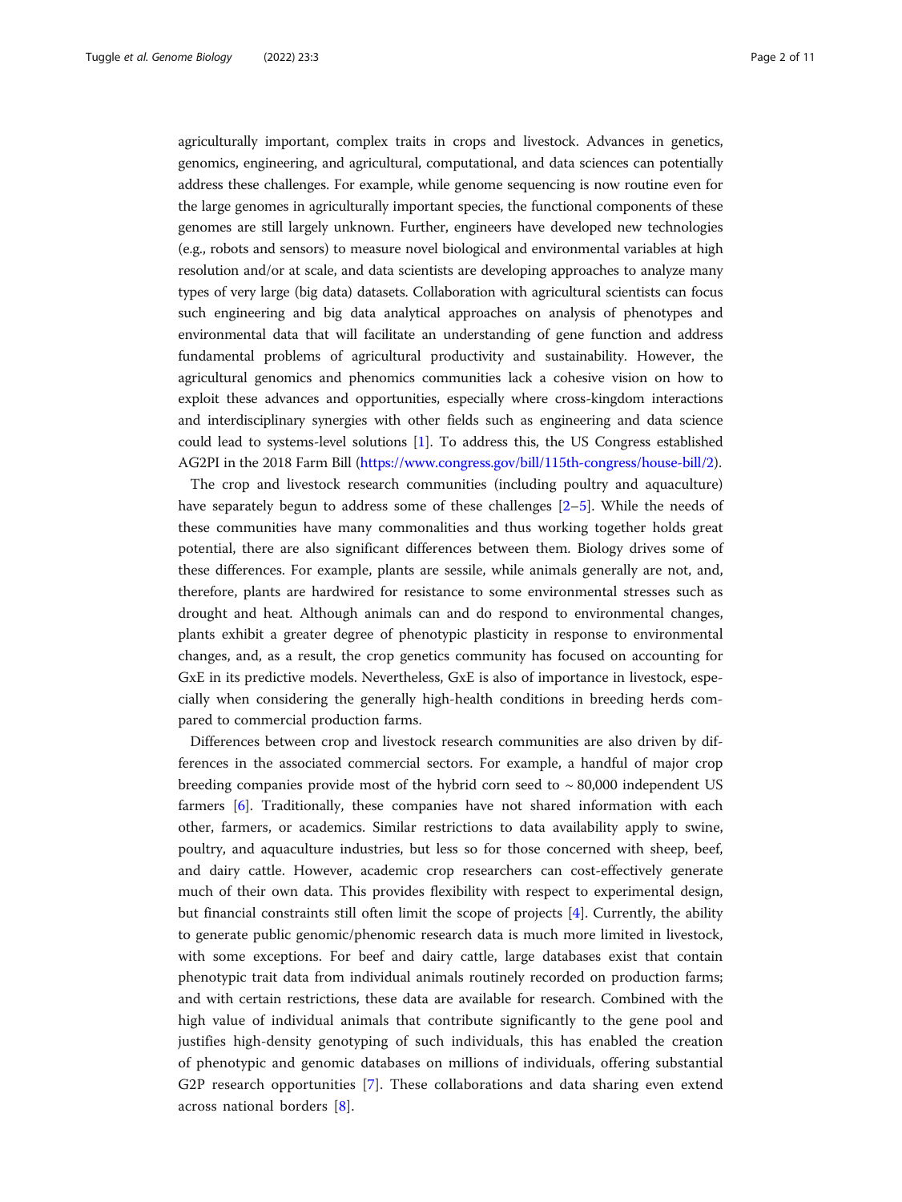agriculturally important, complex traits in crops and livestock. Advances in genetics, genomics, engineering, and agricultural, computational, and data sciences can potentially address these challenges. For example, while genome sequencing is now routine even for the large genomes in agriculturally important species, the functional components of these genomes are still largely unknown. Further, engineers have developed new technologies (e.g., robots and sensors) to measure novel biological and environmental variables at high resolution and/or at scale, and data scientists are developing approaches to analyze many types of very large (big data) datasets. Collaboration with agricultural scientists can focus such engineering and big data analytical approaches on analysis of phenotypes and environmental data that will facilitate an understanding of gene function and address fundamental problems of agricultural productivity and sustainability. However, the agricultural genomics and phenomics communities lack a cohesive vision on how to exploit these advances and opportunities, especially where cross-kingdom interactions and interdisciplinary synergies with other fields such as engineering and data science could lead to systems-level solutions [1]. To address this, the US Congress established AG2PI in the 2018 Farm Bill (https://www.congress.gov/bill/115th-congress/house-bill/2).

The crop and livestock research communities (including poultry and aquaculture) have separately begun to address some of these challenges [2–5]. While the needs of these communities have many commonalities and thus working together holds great potential, there are also significant differences between them. Biology drives some of these differences. For example, plants are sessile, while animals generally are not, and, therefore, plants are hardwired for resistance to some environmental stresses such as drought and heat. Although animals can and do respond to environmental changes, plants exhibit a greater degree of phenotypic plasticity in response to environmental changes, and, as a result, the crop genetics community has focused on accounting for GxE in its predictive models. Nevertheless, GxE is also of importance in livestock, especially when considering the generally high-health conditions in breeding herds compared to commercial production farms.

Differences between crop and livestock research communities are also driven by differences in the associated commercial sectors. For example, a handful of major crop breeding companies provide most of the hybrid corn seed to ~ 80,000 independent US farmers [6]. Traditionally, these companies have not shared information with each other, farmers, or academics. Similar restrictions to data availability apply to swine, poultry, and aquaculture industries, but less so for those concerned with sheep, beef, and dairy cattle. However, academic crop researchers can cost-effectively generate much of their own data. This provides flexibility with respect to experimental design, but financial constraints still often limit the scope of projects [4]. Currently, the ability to generate public genomic/phenomic research data is much more limited in livestock, with some exceptions. For beef and dairy cattle, large databases exist that contain phenotypic trait data from individual animals routinely recorded on production farms; and with certain restrictions, these data are available for research. Combined with the high value of individual animals that contribute significantly to the gene pool and justifies high-density genotyping of such individuals, this has enabled the creation of phenotypic and genomic databases on millions of individuals, offering substantial G2P research opportunities [7]. These collaborations and data sharing even extend across national borders [8].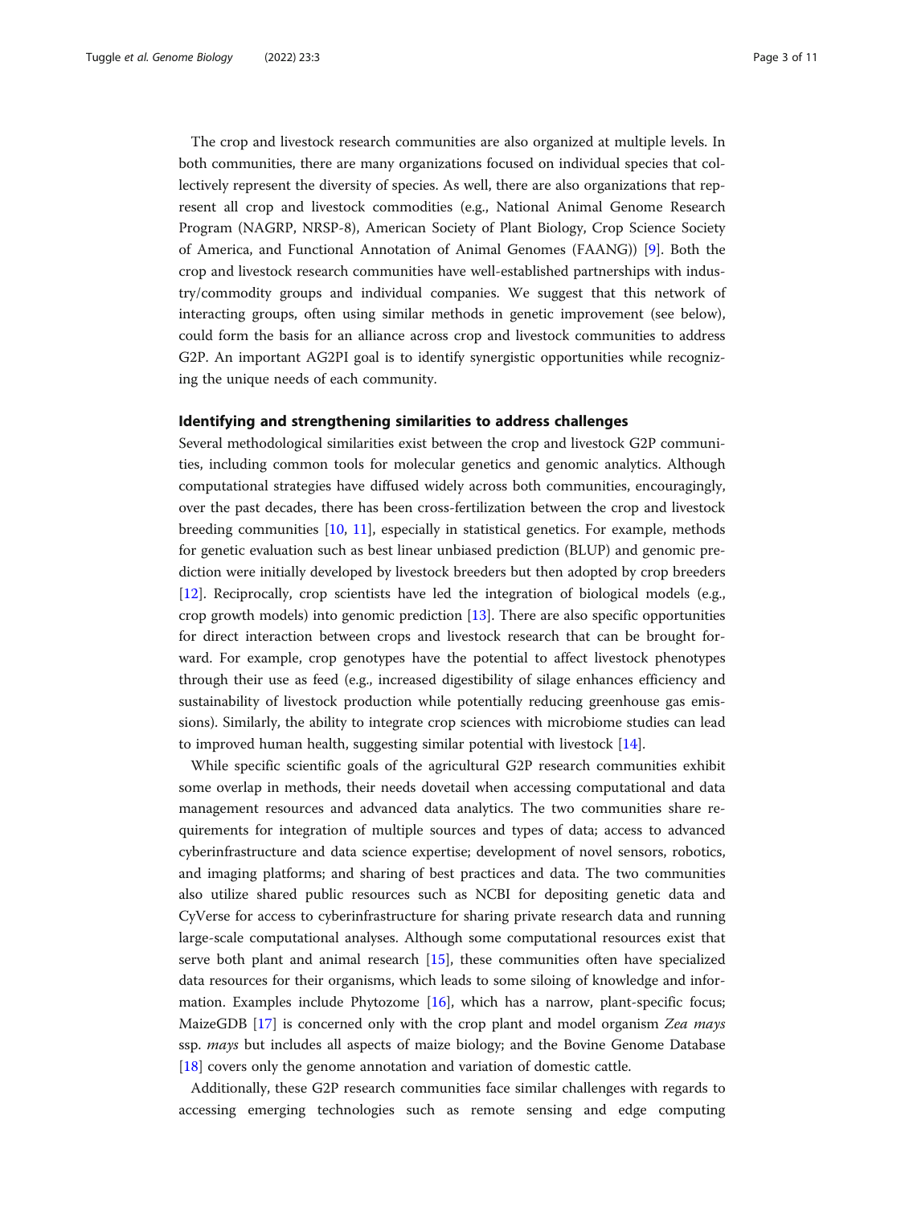The crop and livestock research communities are also organized at multiple levels. In both communities, there are many organizations focused on individual species that collectively represent the diversity of species. As well, there are also organizations that represent all crop and livestock commodities (e.g., National Animal Genome Research Program (NAGRP, NRSP-8), American Society of Plant Biology, Crop Science Society of America, and Functional Annotation of Animal Genomes (FAANG)) [9]. Both the crop and livestock research communities have well-established partnerships with industry/commodity groups and individual companies. We suggest that this network of interacting groups, often using similar methods in genetic improvement (see below), could form the basis for an alliance across crop and livestock communities to address G2P. An important AG2PI goal is to identify synergistic opportunities while recognizing the unique needs of each community.

## Identifying and strengthening similarities to address challenges

Several methodological similarities exist between the crop and livestock G2P communities, including common tools for molecular genetics and genomic analytics. Although computational strategies have diffused widely across both communities, encouragingly, over the past decades, there has been cross-fertilization between the crop and livestock breeding communities [10, 11], especially in statistical genetics. For example, methods for genetic evaluation such as best linear unbiased prediction (BLUP) and genomic prediction were initially developed by livestock breeders but then adopted by crop breeders [12]. Reciprocally, crop scientists have led the integration of biological models (e.g., crop growth models) into genomic prediction [13]. There are also specific opportunities for direct interaction between crops and livestock research that can be brought forward. For example, crop genotypes have the potential to affect livestock phenotypes through their use as feed (e.g., increased digestibility of silage enhances efficiency and sustainability of livestock production while potentially reducing greenhouse gas emissions). Similarly, the ability to integrate crop sciences with microbiome studies can lead to improved human health, suggesting similar potential with livestock [14].

While specific scientific goals of the agricultural G2P research communities exhibit some overlap in methods, their needs dovetail when accessing computational and data management resources and advanced data analytics. The two communities share requirements for integration of multiple sources and types of data; access to advanced cyberinfrastructure and data science expertise; development of novel sensors, robotics, and imaging platforms; and sharing of best practices and data. The two communities also utilize shared public resources such as NCBI for depositing genetic data and CyVerse for access to cyberinfrastructure for sharing private research data and running large-scale computational analyses. Although some computational resources exist that serve both plant and animal research [15], these communities often have specialized data resources for their organisms, which leads to some siloing of knowledge and information. Examples include Phytozome [16], which has a narrow, plant-specific focus; MaizeGDB [17] is concerned only with the crop plant and model organism *Zea mays* ssp. *mays* but includes all aspects of maize biology; and the Bovine Genome Database [18] covers only the genome annotation and variation of domestic cattle.

Additionally, these G2P research communities face similar challenges with regards to accessing emerging technologies such as remote sensing and edge computing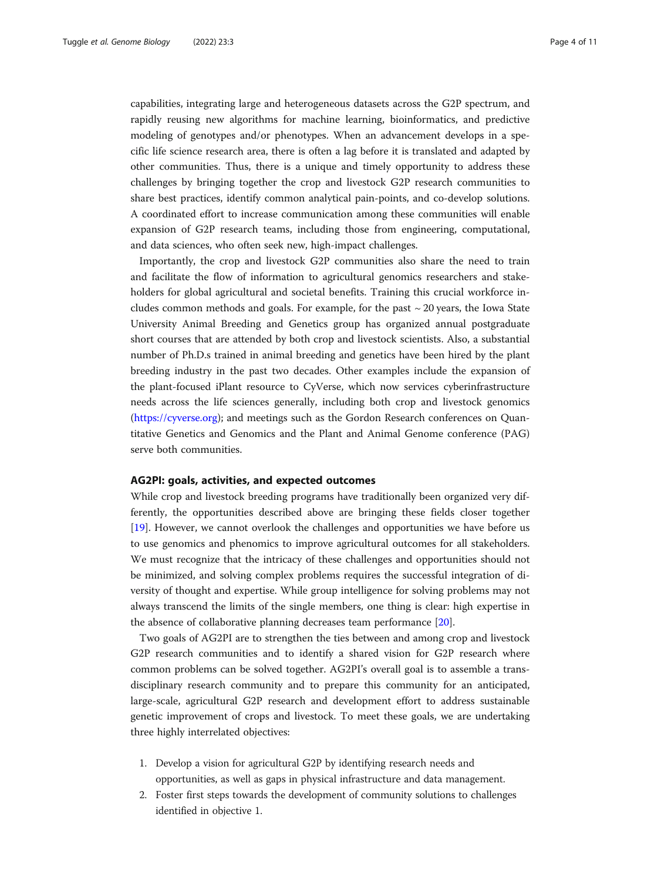capabilities, integrating large and heterogeneous datasets across the G2P spectrum, and rapidly reusing new algorithms for machine learning, bioinformatics, and predictive modeling of genotypes and/or phenotypes. When an advancement develops in a specific life science research area, there is often a lag before it is translated and adapted by other communities. Thus, there is a unique and timely opportunity to address these challenges by bringing together the crop and livestock G2P research communities to share best practices, identify common analytical pain-points, and co-develop solutions. A coordinated effort to increase communication among these communities will enable expansion of G2P research teams, including those from engineering, computational, and data sciences, who often seek new, high-impact challenges.

Importantly, the crop and livestock G2P communities also share the need to train and facilitate the flow of information to agricultural genomics researchers and stakeholders for global agricultural and societal benefits. Training this crucial workforce includes common methods and goals. For example, for the past ~ 20 years, the Iowa State University Animal Breeding and Genetics group has organized annual postgraduate short courses that are attended by both crop and livestock scientists. Also, a substantial number of Ph.D.s trained in animal breeding and genetics have been hired by the plant breeding industry in the past two decades. Other examples include the expansion of the plant-focused iPlant resource to CyVerse, which now services cyberinfrastructure needs across the life sciences generally, including both crop and livestock genomics (https://cyverse.org); and meetings such as the Gordon Research conferences on Quantitative Genetics and Genomics and the Plant and Animal Genome conference (PAG) serve both communities.

## AG2PI: goals, activities, and expected outcomes

While crop and livestock breeding programs have traditionally been organized very differently, the opportunities described above are bringing these fields closer together [19]. However, we cannot overlook the challenges and opportunities we have before us to use genomics and phenomics to improve agricultural outcomes for all stakeholders. We must recognize that the intricacy of these challenges and opportunities should not be minimized, and solving complex problems requires the successful integration of diversity of thought and expertise. While group intelligence for solving problems may not always transcend the limits of the single members, one thing is clear: high expertise in the absence of collaborative planning decreases team performance [20].

Two goals of AG2PI are to strengthen the ties between and among crop and livestock G2P research communities and to identify a shared vision for G2P research where common problems can be solved together. AG2PI's overall goal is to assemble a transdisciplinary research community and to prepare this community for an anticipated, large-scale, agricultural G2P research and development effort to address sustainable genetic improvement of crops and livestock. To meet these goals, we are undertaking three highly interrelated objectives:

1. Develop a vision for agricultural G2P by identifying research needs and opportunities, as well as gaps in physical infrastructure and data management.
2. Foster first steps towards the development of community solutions to challenges identified in objective 1.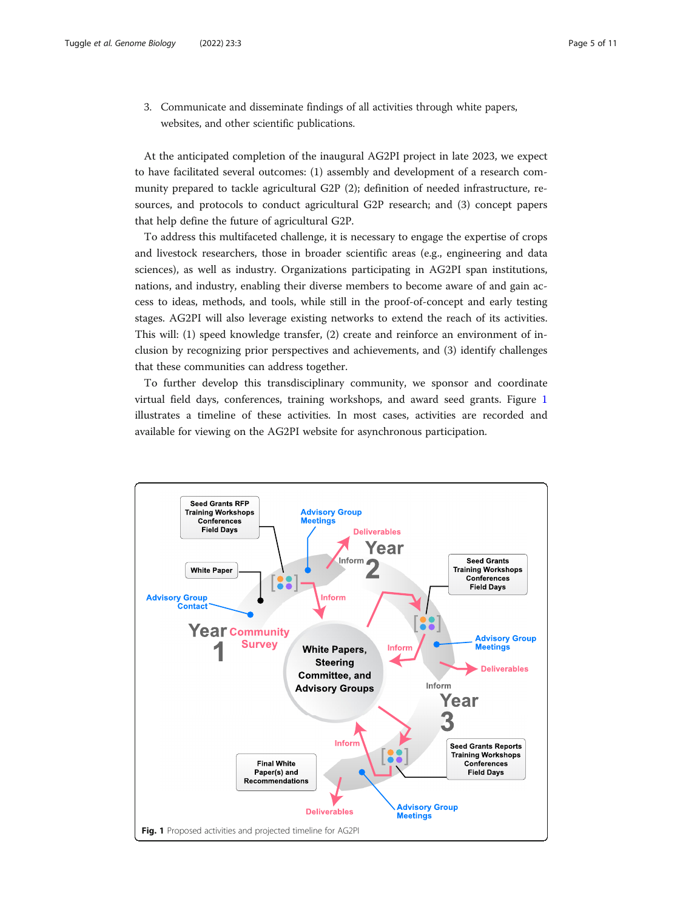3. Communicate and disseminate findings of all activities through white papers, websites, and other scientific publications.

At the anticipated completion of the inaugural AG2PI project in late 2023, we expect to have facilitated several outcomes: (1) assembly and development of a research community prepared to tackle agricultural G2P (2); definition of needed infrastructure, resources, and protocols to conduct agricultural G2P research; and (3) concept papers that help define the future of agricultural G2P.

To address this multifaceted challenge, it is necessary to engage the expertise of crops and livestock researchers, those in broader scientific areas (e.g., engineering and data sciences), as well as industry. Organizations participating in AG2PI span institutions, nations, and industry, enabling their diverse members to become aware of and gain access to ideas, methods, and tools, while still in the proof-of-concept and early testing stages. AG2PI will also leverage existing networks to extend the reach of its activities. This will: (1) speed knowledge transfer, (2) create and reinforce an environment of inclusion by recognizing prior perspectives and achievements, and (3) identify challenges that these communities can address together.

To further develop this transdisciplinary community, we sponsor and coordinate virtual field days, conferences, training workshops, and award seed grants. Figure 1 illustrates a timeline of these activities. In most cases, activities are recorded and available for viewing on the AG2PI website for asynchronous participation.

Seed Grants RFP
Training Workshops
Conferences
Field Days

Advisory Group Meetings

Deliverables

Year 2

Inform

White Paper

Inform

Advisory Group Contact

Seed Grants
Training Workshops
Conferences
Field Days

Year 1

Community Survey

White Papers, Steering Committee, and Advisory Groups

Inform

Advisory Group Meetings

Deliverables

Inform

Year 3

Inform

Final White Paper(s) and Recommendations

Seed Grants Reports
Training Workshops
Conferences
Field Days

Deliverables

Advisory Group Meetings

**Fig. 1** Proposed activities and projected timeline for AG2PI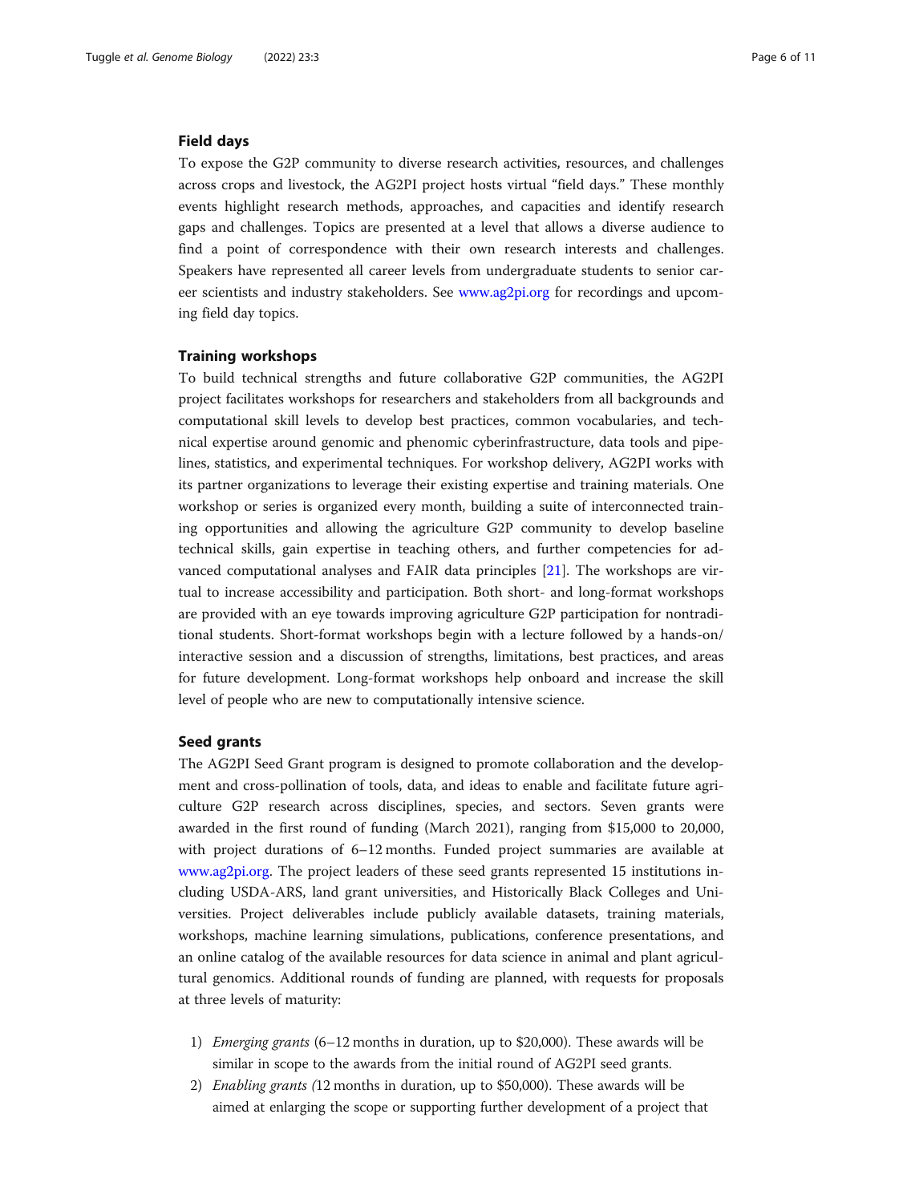### Field days

To expose the G2P community to diverse research activities, resources, and challenges across crops and livestock, the AG2PI project hosts virtual "field days." These monthly events highlight research methods, approaches, and capacities and identify research gaps and challenges. Topics are presented at a level that allows a diverse audience to find a point of correspondence with their own research interests and challenges. Speakers have represented all career levels from undergraduate students to senior career scientists and industry stakeholders. See www.ag2pi.org for recordings and upcoming field day topics.

### Training workshops

To build technical strengths and future collaborative G2P communities, the AG2PI project facilitates workshops for researchers and stakeholders from all backgrounds and computational skill levels to develop best practices, common vocabularies, and technical expertise around genomic and phenomic cyberinfrastructure, data tools and pipelines, statistics, and experimental techniques. For workshop delivery, AG2PI works with its partner organizations to leverage their existing expertise and training materials. One workshop or series is organized every month, building a suite of interconnected training opportunities and allowing the agriculture G2P community to develop baseline technical skills, gain expertise in teaching others, and further competencies for advanced computational analyses and FAIR data principles [21]. The workshops are virtual to increase accessibility and participation. Both short- and long-format workshops are provided with an eye towards improving agriculture G2P participation for nontraditional students. Short-format workshops begin with a lecture followed by a hands-on/interactive session and a discussion of strengths, limitations, best practices, and areas for future development. Long-format workshops help onboard and increase the skill level of people who are new to computationally intensive science.

### Seed grants

The AG2PI Seed Grant program is designed to promote collaboration and the development and cross-pollination of tools, data, and ideas to enable and facilitate future agriculture G2P research across disciplines, species, and sectors. Seven grants were awarded in the first round of funding (March 2021), ranging from $15,000 to 20,000, with project durations of 6–12 months. Funded project summaries are available at www.ag2pi.org. The project leaders of these seed grants represented 15 institutions including USDA-ARS, land grant universities, and Historically Black Colleges and Universities. Project deliverables include publicly available datasets, training materials, workshops, machine learning simulations, publications, conference presentations, and an online catalog of the available resources for data science in animal and plant agricultural genomics. Additional rounds of funding are planned, with requests for proposals at three levels of maturity:

1) *Emerging grants* (6–12 months in duration, up to $20,000). These awards will be similar in scope to the awards from the initial round of AG2PI seed grants.
2) *Enabling grants* (12 months in duration, up to $50,000). These awards will be aimed at enlarging the scope or supporting further development of a project that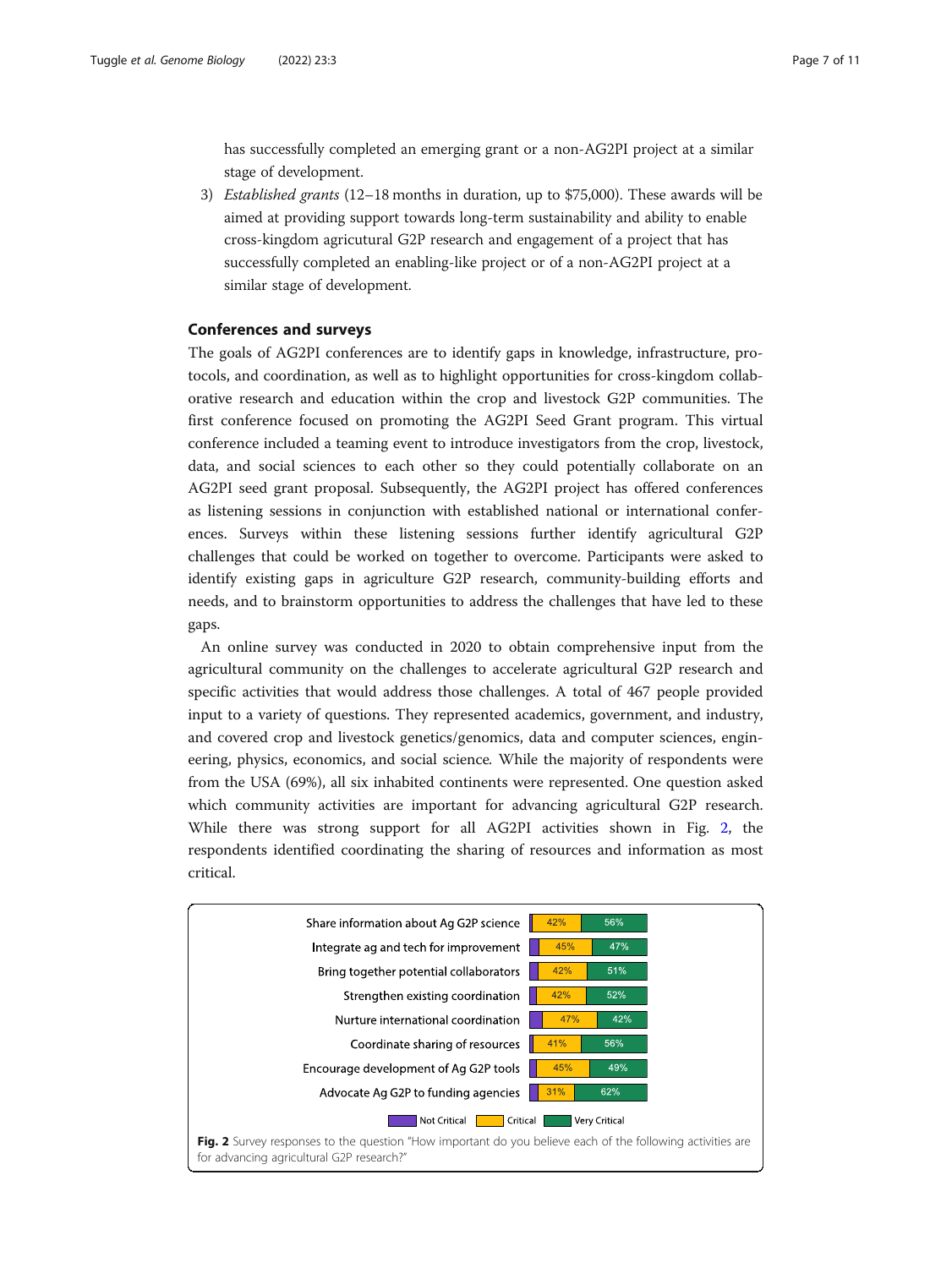has successfully completed an emerging grant or a non-AG2PI project at a similar stage of development.

3) *Established grants* (12–18 months in duration, up to $75,000). These awards will be aimed at providing support towards long-term sustainability and ability to enable cross-kingdom agricultural G2P research and engagement of a project that has successfully completed an enabling-like project or of a non-AG2PI project at a similar stage of development.

## Conferences and surveys

The goals of AG2PI conferences are to identify gaps in knowledge, infrastructure, protocols, and coordination, as well as to highlight opportunities for cross-kingdom collaborative research and education within the crop and livestock G2P communities. The first conference focused on promoting the AG2PI Seed Grant program. This virtual conference included a teaming event to introduce investigators from the crop, livestock, data, and social sciences to each other so they could potentially collaborate on an AG2PI seed grant proposal. Subsequently, the AG2PI project has offered conferences as listening sessions in conjunction with established national or international conferences. Surveys within these listening sessions further identify agricultural G2P challenges that could be worked on together to overcome. Participants were asked to identify existing gaps in agriculture G2P research, community-building efforts and needs, and to brainstorm opportunities to address the challenges that have led to these gaps.

An online survey was conducted in 2020 to obtain comprehensive input from the agricultural community on the challenges to accelerate agricultural G2P research and specific activities that would address those challenges. A total of 467 people provided input to a variety of questions. They represented academics, government, and industry, and covered crop and livestock genetics/genomics, data and computer sciences, engineering, physics, economics, and social science. While the majority of respondents were from the USA (69%), all six inhabited continents were represented. One question asked which community activities are important for advancing agricultural G2P research. While there was strong support for all AG2PI activities shown in Fig. 2, the respondents identified coordinating the sharing of resources and information as most critical.

Share information about Ag G2P science 42% 56%
Integrate ag and tech for improvement 45% 47%
Bring together potential collaborators 42% 51%
Strengthen existing coordination 42% 52%
Nurture international coordination 47% 42%
Coordinate sharing of resources 41% 56%
Encourage development of Ag G2P tools 45% 49%
Advocate Ag G2P to funding agencies 31% 62%

Not Critical Critical Very Critical

**Fig. 2** Survey responses to the question "How important do you believe each of the following activities are for advancing agricultural G2P research?"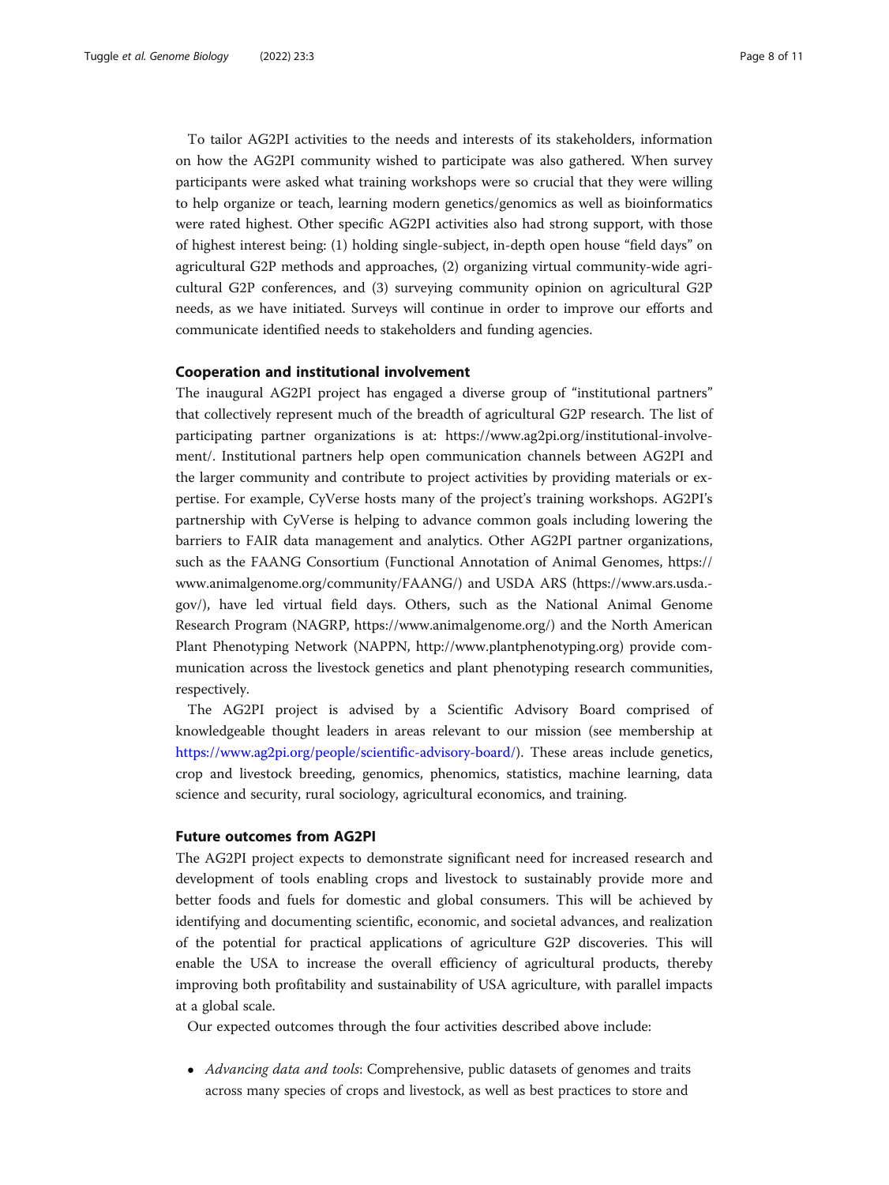To tailor AG2PI activities to the needs and interests of its stakeholders, information on how the AG2PI community wished to participate was also gathered. When survey participants were asked what training workshops were so crucial that they were willing to help organize or teach, learning modern genetics/genomics as well as bioinformatics were rated highest. Other specific AG2PI activities also had strong support, with those of highest interest being: (1) holding single-subject, in-depth open house "field days" on agricultural G2P methods and approaches, (2) organizing virtual community-wide agricultural G2P conferences, and (3) surveying community opinion on agricultural G2P needs, as we have initiated. Surveys will continue in order to improve our efforts and communicate identified needs to stakeholders and funding agencies.

### Cooperation and institutional involvement

The inaugural AG2PI project has engaged a diverse group of "institutional partners" that collectively represent much of the breadth of agricultural G2P research. The list of participating partner organizations is at: https://www.ag2pi.org/institutional-involvement/. Institutional partners help open communication channels between AG2PI and the larger community and contribute to project activities by providing materials or expertise. For example, CyVerse hosts many of the project's training workshops. AG2PI's partnership with CyVerse is helping to advance common goals including lowering the barriers to FAIR data management and analytics. Other AG2PI partner organizations, such as the FAANG Consortium (Functional Annotation of Animal Genomes, https://www.animalgenome.org/community/FAANG/) and USDA ARS (https://www.ars.usda.gov/), have led virtual field days. Others, such as the National Animal Genome Research Program (NAGRP, https://www.animalgenome.org/) and the North American Plant Phenotyping Network (NAPPN, http://www.plantphenotyping.org) provide communication across the livestock genetics and plant phenotyping research communities, respectively.

The AG2PI project is advised by a Scientific Advisory Board comprised of knowledgeable thought leaders in areas relevant to our mission (see membership at https://www.ag2pi.org/people/scientific-advisory-board/). These areas include genetics, crop and livestock breeding, genomics, phenomics, statistics, machine learning, data science and security, rural sociology, agricultural economics, and training.

### Future outcomes from AG2PI

The AG2PI project expects to demonstrate significant need for increased research and development of tools enabling crops and livestock to sustainably provide more and better foods and fuels for domestic and global consumers. This will be achieved by identifying and documenting scientific, economic, and societal advances, and realization of the potential for practical applications of agriculture G2P discoveries. This will enable the USA to increase the overall efficiency of agricultural products, thereby improving both profitability and sustainability of USA agriculture, with parallel impacts at a global scale.

Our expected outcomes through the four activities described above include:

- *Advancing data and tools*: Comprehensive, public datasets of genomes and traits across many species of crops and livestock, as well as best practices to store and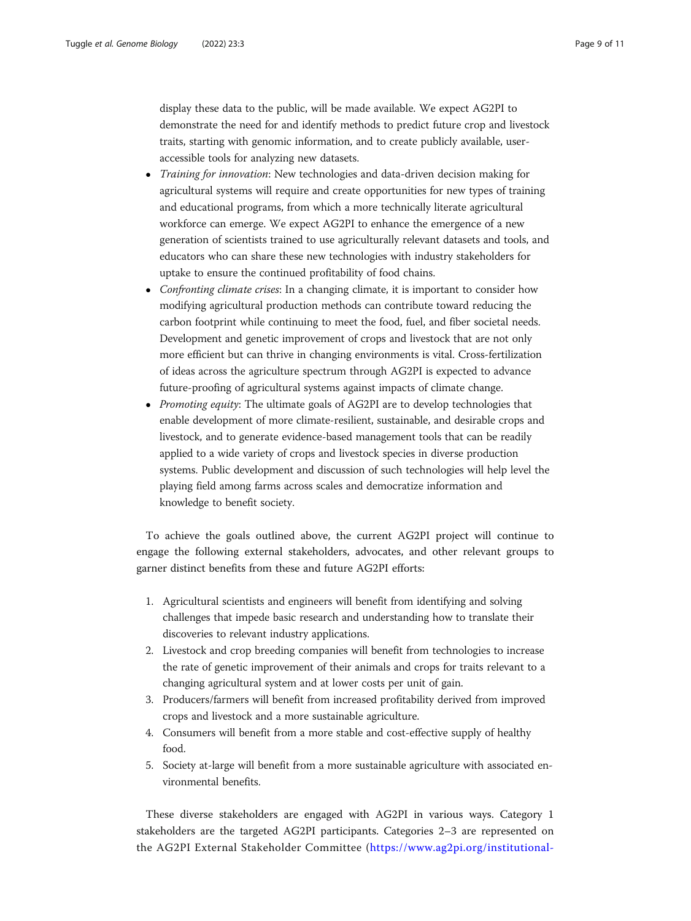display these data to the public, will be made available. We expect AG2PI to demonstrate the need for and identify methods to predict future crop and livestock traits, starting with genomic information, and to create publicly available, user-accessible tools for analyzing new datasets.

- *Training for innovation*: New technologies and data-driven decision making for agricultural systems will require and create opportunities for new types of training and educational programs, from which a more technically literate agricultural workforce can emerge. We expect AG2PI to enhance the emergence of a new generation of scientists trained to use agriculturally relevant datasets and tools, and educators who can share these new technologies with industry stakeholders for uptake to ensure the continued profitability of food chains.
- *Confronting climate crises*: In a changing climate, it is important to consider how modifying agricultural production methods can contribute toward reducing the carbon footprint while continuing to meet the food, fuel, and fiber societal needs. Development and genetic improvement of crops and livestock that are not only more efficient but can thrive in changing environments is vital. Cross-fertilization of ideas across the agriculture spectrum through AG2PI is expected to advance future-proofing of agricultural systems against impacts of climate change.
- *Promoting equity*: The ultimate goals of AG2PI are to develop technologies that enable development of more climate-resilient, sustainable, and desirable crops and livestock, and to generate evidence-based management tools that can be readily applied to a wide variety of crops and livestock species in diverse production systems. Public development and discussion of such technologies will help level the playing field among farms across scales and democratize information and knowledge to benefit society.

To achieve the goals outlined above, the current AG2PI project will continue to engage the following external stakeholders, advocates, and other relevant groups to garner distinct benefits from these and future AG2PI efforts:

1. Agricultural scientists and engineers will benefit from identifying and solving challenges that impede basic research and understanding how to translate their discoveries to relevant industry applications.
2. Livestock and crop breeding companies will benefit from technologies to increase the rate of genetic improvement of their animals and crops for traits relevant to a changing agricultural system and at lower costs per unit of gain.
3. Producers/farmers will benefit from increased profitability derived from improved crops and livestock and a more sustainable agriculture.
4. Consumers will benefit from a more stable and cost-effective supply of healthy food.
5. Society at-large will benefit from a more sustainable agriculture with associated environmental benefits.

These diverse stakeholders are engaged with AG2PI in various ways. Category 1 stakeholders are the targeted AG2PI participants. Categories 2–3 are represented on the AG2PI External Stakeholder Committee (https://www.ag2pi.org/institutional-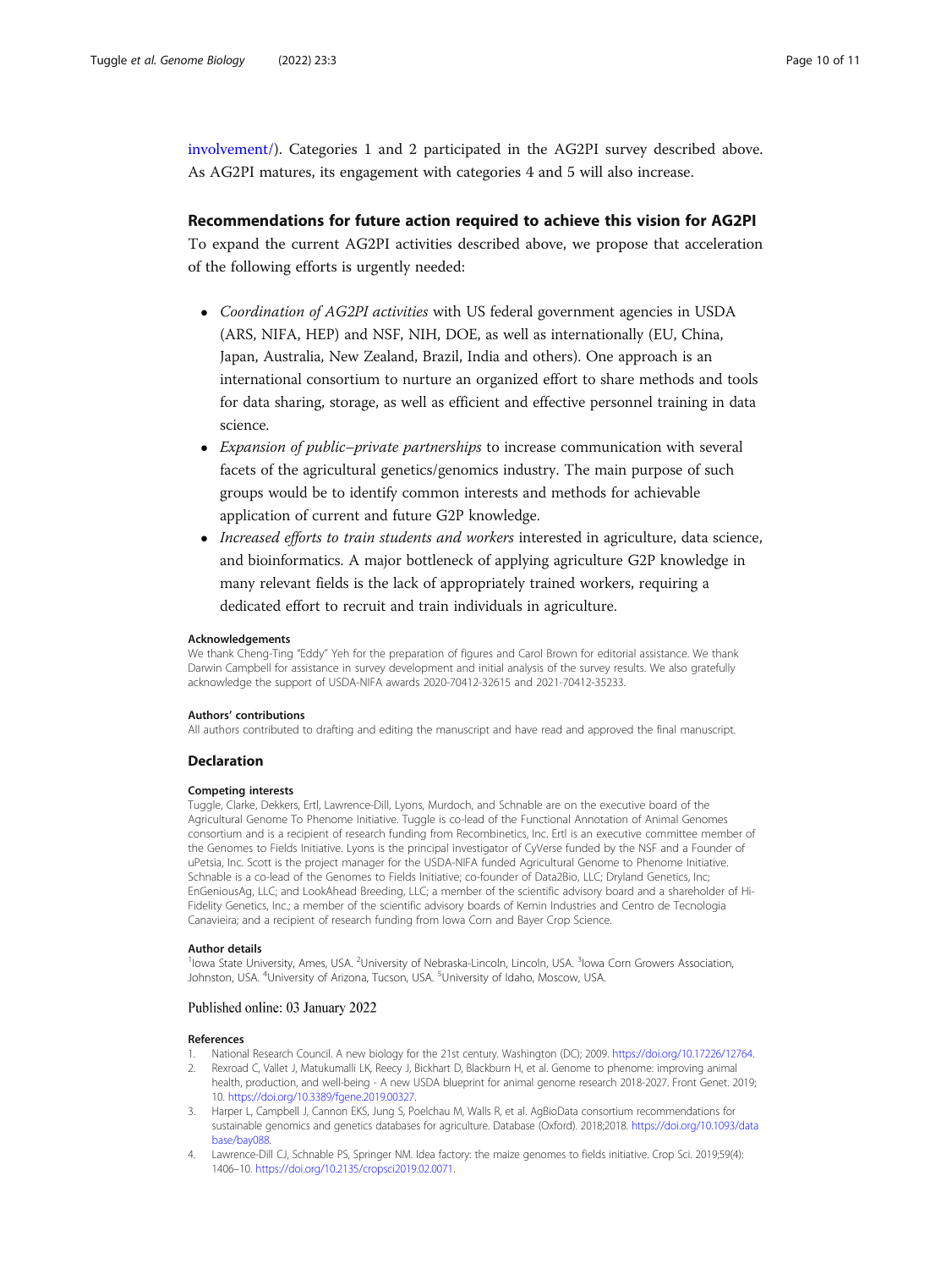involvement/). Categories 1 and 2 participated in the AG2PI survey described above. As AG2PI matures, its engagement with categories 4 and 5 will also increase.

## Recommendations for future action required to achieve this vision for AG2PI

To expand the current AG2PI activities described above, we propose that acceleration of the following efforts is urgently needed:

- *Coordination of AG2PI activities* with US federal government agencies in USDA (ARS, NIFA, HEP) and NSF, NIH, DOE, as well as internationally (EU, China, Japan, Australia, New Zealand, Brazil, India and others). One approach is an international consortium to nurture an organized effort to share methods and tools for data sharing, storage, as well as efficient and effective personnel training in data science.
- *Expansion of public–private partnerships* to increase communication with several facets of the agricultural genetics/genomics industry. The main purpose of such groups would be to identify common interests and methods for achievable application of current and future G2P knowledge.
- *Increased efforts to train students and workers* interested in agriculture, data science, and bioinformatics. A major bottleneck of applying agriculture G2P knowledge in many relevant fields is the lack of appropriately trained workers, requiring a dedicated effort to recruit and train individuals in agriculture.

#### Acknowledgements

We thank Cheng-Ting "Eddy" Yeh for the preparation of figures and Carol Brown for editorial assistance. We thank Darwin Campbell for assistance in survey development and initial analysis of the survey results. We also gratefully acknowledge the support of USDA-NIFA awards 2020-70412-32615 and 2021-70412-35233.

#### Authors' contributions

All authors contributed to drafting and editing the manuscript and have read and approved the final manuscript.

### Declaration

#### Competing interests

Tuggle, Clarke, Dekkers, Ertl, Lawrence-Dill, Lyons, Murdoch, and Schnable are on the executive board of the Agricultural Genome To Phenome Initiative. Tuggle is co-lead of the Functional Annotation of Animal Genomes consortium and is a recipient of research funding from Recombinetics, Inc. Ertl is an executive committee member of the Genomes to Fields Initiative. Lyons is the principal investigator of CyVerse funded by the NSF and a Founder of uPetsia, Inc. Scott is the project manager for the USDA-NIFA funded Agricultural Genome to Phenome Initiative. Schnable is a co-lead of the Genomes to Fields Initiative; co-founder of Data2Bio, LLC; Dryland Genetics, Inc; EnGeniousAg, LLC; and LookAhead Breeding, LLC; a member of the scientific advisory board and a shareholder of Hi-Fidelity Genetics, Inc.; a member of the scientific advisory boards of Kemin Industries and Centro de Tecnologia Canavieira; and a recipient of research funding from Iowa Corn and Bayer Crop Science.

#### Author details

[1]Iowa State University, Ames, USA. [2]University of Nebraska-Lincoln, Lincoln, USA. [3]Iowa Corn Growers Association, Johnston, USA. [4]University of Arizona, Tucson, USA. [5]University of Idaho, Moscow, USA.

Published online: 03 January 2022

#### References

1. National Research Council. A new biology for the 21st century. Washington (DC); 2009. https://doi.org/10.17226/12764.
2. Rexroad C, Vallet J, Matukumalli LK, Reecy J, Bickhart D, Blackburn H, et al. Genome to phenome: improving animal health, production, and well-being - A new USDA blueprint for animal genome research 2018-2027. Front Genet. 2019; 10. https://doi.org/10.3389/fgene.2019.00327.
3. Harper L, Campbell J, Cannon EKS, Jung S, Poelchau M, Walls R, et al. AgBioData consortium recommendations for sustainable genomics and genetics databases for agriculture. Database (Oxford). 2018;2018. https://doi.org/10.1093/database/bay088.
4. Lawrence-Dill CJ, Schnable PS, Springer NM. Idea factory: the maize genomes to fields initiative. Crop Sci. 2019;59(4): 1406–10. https://doi.org/10.2135/cropsci2019.02.0071.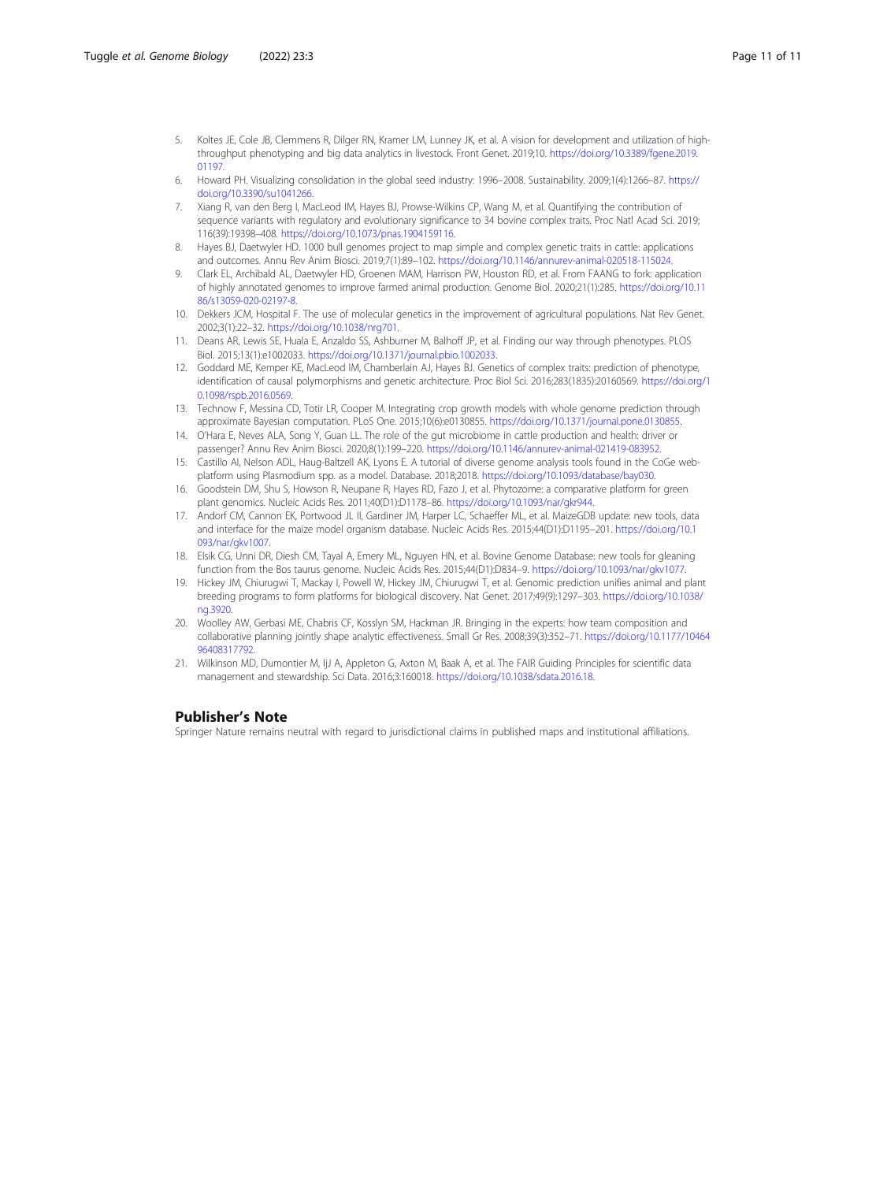5. Koltes JE, Cole JB, Clemmens R, Dilger RN, Kramer LM, Lunney JK, et al. A vision for development and utilization of high-throughput phenotyping and big data analytics in livestock. Front Genet. 2019;10. https://doi.org/10.3389/fgene.2019.01197.
6. Howard PH. Visualizing consolidation in the global seed industry: 1996–2008. Sustainability. 2009;1(4):1266–87. https://doi.org/10.3390/su1041266.
7. Xiang R, van den Berg I, MacLeod IM, Hayes BJ, Prowse-Wilkins CP, Wang M, et al. Quantifying the contribution of sequence variants with regulatory and evolutionary significance to 34 bovine complex traits. Proc Natl Acad Sci. 2019;116(39):19398–408. https://doi.org/10.1073/pnas.1904159116.
8. Hayes BJ, Daetwyler HD. 1000 bull genomes project to map simple and complex genetic traits in cattle: applications and outcomes. Annu Rev Anim Biosci. 2019;7(1):89–102. https://doi.org/10.1146/annurev-animal-020518-115024.
9. Clark EL, Archibald AL, Daetwyler HD, Groenen MAM, Harrison PW, Houston RD, et al. From FAANG to fork: application of highly annotated genomes to improve farmed animal production. Genome Biol. 2020;21(1):285. https://doi.org/10.1186/s13059-020-02197-8.
10. Dekkers JCM, Hospital F. The use of molecular genetics in the improvement of agricultural populations. Nat Rev Genet. 2002;3(1):22–32. https://doi.org/10.1038/nrg701.
11. Deans AR, Lewis SE, Huala E, Anzaldo SS, Ashburner M, Balhoff JP, et al. Finding our way through phenotypes. PLOS Biol. 2015;13(1):e1002033. https://doi.org/10.1371/journal.pbio.1002033.
12. Goddard ME, Kemper KE, MacLeod IM, Chamberlain AJ, Hayes BJ. Genetics of complex traits: prediction of phenotype, identification of causal polymorphisms and genetic architecture. Proc Biol Sci. 2016;283(1835):20160569. https://doi.org/10.1098/rspb.2016.0569.
13. Technow F, Messina CD, Totir LR, Cooper M. Integrating crop growth models with whole genome prediction through approximate Bayesian computation. PLoS One. 2015;10(6):e0130855. https://doi.org/10.1371/journal.pone.0130855.
14. O'Hara E, Neves ALA, Song Y, Guan LL. The role of the gut microbiome in cattle production and health: driver or passenger? Annu Rev Anim Biosci. 2020;8(1):199–220. https://doi.org/10.1146/annurev-animal-021419-083952.
15. Castillo AI, Nelson ADL, Haug-Baltzell AK, Lyons E. A tutorial of diverse genome analysis tools found in the CoGe web-platform using Plasmodium spp. as a model. Database. 2018;2018. https://doi.org/10.1093/database/bay030.
16. Goodstein DM, Shu S, Howson R, Neupane R, Hayes RD, Fazo J, et al. Phytozome: a comparative platform for green plant genomics. Nucleic Acids Res. 2011;40(D1):D1178–86. https://doi.org/10.1093/nar/gkr944.
17. Andorf CM, Cannon EK, Portwood JL II, Gardiner JM, Harper LC, Schaeffer ML, et al. MaizeGDB update: new tools, data and interface for the maize model organism database. Nucleic Acids Res. 2015;44(D1):D1195–201. https://doi.org/10.1093/nar/gkv1007.
18. Elsik CG, Unni DR, Diesh CM, Tayal A, Emery ML, Nguyen HN, et al. Bovine Genome Database: new tools for gleaning function from the Bos taurus genome. Nucleic Acids Res. 2015;44(D1):D834–9. https://doi.org/10.1093/nar/gkv1077.
19. Hickey JM, Chiurugwi T, Mackay I, Powell W, Hickey JM, Chiurugwi T, et al. Genomic prediction unifies animal and plant breeding programs to form platforms for biological discovery. Nat Genet. 2017;49(9):1297–303. https://doi.org/10.1038/ng.3920.
20. Woolley AW, Gerbasi ME, Chabris CF, Kosslyn SM, Hackman JR. Bringing in the experts: how team composition and collaborative planning jointly shape analytic effectiveness. Small Gr Res. 2008;39(3):352–71. https://doi.org/10.1177/1046496408317792.
21. Wilkinson MD, Dumontier M, IjJ A, Appleton G, Axton M, Baak A, et al. The FAIR Guiding Principles for scientific data management and stewardship. Sci Data. 2016;3:160018. https://doi.org/10.1038/sdata.2016.18.

## Publisher's Note

Springer Nature remains neutral with regard to jurisdictional claims in published maps and institutional affiliations.